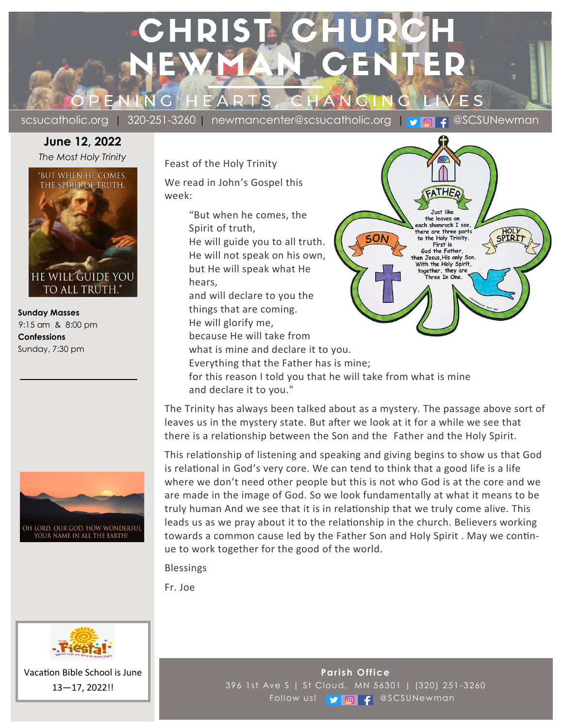# CHRIST CHURCH NEWMAN CENTER

OPENING HEARTS, CHANGING LIVES

scsucatholic.org | 320-251-3260 | newmancenter@scsucatholic.org | @SCSUNewman

**June 12, 2022**

*The Most Holy Trinity*

"BUT WHEN HE COMES, THE SPIRIT OF TRUTH, HE WILL GUIDE YOU TO ALL TRUTH."

**Sunday Masses**
9:15 am & 8:00 pm

**Confessions**
Sunday, 7:30 pm

OH LORD, OUR GOD, HOW WONDERFUL YOUR NAME IN ALL THE EARTH!

Fiesta! Where kids are fired up about Jesus

Vacation Bible School is June 13—17, 2022!!

Feast of the Holy Trinity

We read in John's Gospel this week:

> "But when he comes, the Spirit of truth,
> He will guide you to all truth.
> He will not speak on his own,
> but He will speak what He hears,
> and will declare to you the things that are coming.
> He will glorify me,
> because He will take from what is mine and declare it to you.
> Everything that the Father has is mine;
> for this reason I told you that he will take from what is mine and declare it to you."

FATHER — SON — HOLY SPIRIT

Just like the leaves on each shamrock I see, there are three parts to the Holy Trinity. First is God the Father, then Jesus, His only Son. With the Holy Spirit, together, they are Three In One.

The Trinity has always been talked about as a mystery. The passage above sort of leaves us in the mystery state. But after we look at it for a while we see that there is a relationship between the Son and the Father and the Holy Spirit.

This relationship of listening and speaking and giving begins to show us that God is relational in God's very core. We can tend to think that a good life is a life where we don't need other people but this is not who God is at the core and we are made in the image of God. So we look fundamentally at what it means to be truly human And we see that it is in relationship that we truly come alive. This leads us as we pray about it to the relationship in the church. Believers working towards a common cause led by the Father Son and Holy Spirit . May we continue to work together for the good of the world.

Blessings

Fr. Joe

**Parish Office**

396 1st Ave S | St Cloud, MN 56301 | (320) 251-3260

Follow us! @SCSUNewman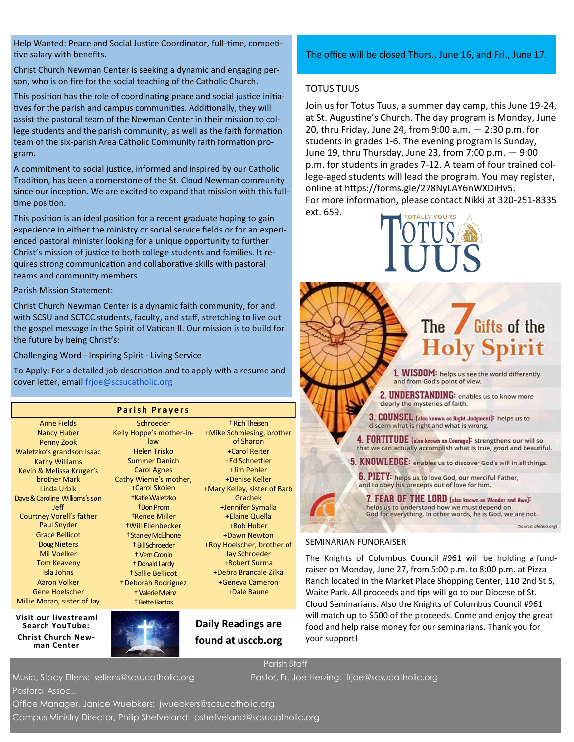Help Wanted: Peace and Social Justice Coordinator, full-time, competitive salary with benefits.

Christ Church Newman Center is seeking a dynamic and engaging person, who is on fire for the social teaching of the Catholic Church.

This position has the role of coordinating peace and social justice initiatives for the parish and campus communities. Additionally, they will assist the pastoral team of the Newman Center in their mission to college students and the parish community, as well as the faith formation team of the six-parish Area Catholic Community faith formation program.

A commitment to social justice, informed and inspired by our Catholic Tradition, has been a cornerstone of the St. Cloud Newman community since our inception. We are excited to expand that mission with this full-time position.

This position is an ideal position for a recent graduate hoping to gain experience in either the ministry or social service fields or for an experienced pastoral minister looking for a unique opportunity to further Christ's mission of justice to both college students and families. It requires strong communication and collaborative skills with pastoral teams and community members.

Parish Mission Statement:

Christ Church Newman Center is a dynamic faith community, for and with SCSU and SCTCC students, faculty, and staff, stretching to live out the gospel message in the Spirit of Vatican II. Our mission is to build for the future by being Christ's:

Challenging Word - Inspiring Spirit - Living Service

To Apply: For a detailed job description and to apply with a resume and cover letter, email frjoe@scsucatholic.org

## Parish Prayers

| | | |
|---|---|---|
| Anne Fields | Schroeder | †Rich Theisen |
| Nancy Huber | Kelly Hoppe's mother-in-law | +Mike Schmiesing, brother of Sharon |
| Penny Zook | Helen Trisko | +Carol Reiter |
| Waletzko's grandson Isaac | Summer Danich | +Ed Schnettler |
| Kathy Williams | Carol Agnes | +Jim Pehler |
| Kevin & Melissa Kruger's brother Mark | Cathy Wieme's mother, | +Denise Keller |
| Linda Urbik | +Carol Skoien | +Mary Kelley, sister of Barb Grachek |
| Dave & Caroline Williams's son Jeff | †Katie Waletzko | +Jennifer Symalla |
| Courtney Vorell's father | †Don Prom | +Elaine Quella |
| Paul Snyder | †Renee Miller | +Bob Huber |
| Grace Bellicot | †Will Ellenbecker | +Dawn Newton |
| Doug Nieters | †Stanley McElhone | +Roy Hoelscher, brother of Jay Schroeder |
| Mil Voelker | †Bill Schroeder | +Robert Surma |
| Tom Keaveny | †Vern Cronin | +Debra Brancale Zilka |
| Isla Johns | †Donald Lardy | +Geneva Cameron |
| Aaron Volker | †Sallie Bellicot | +Dale Baune |
| Gene Hoelscher | †Deborah Rodriguez | |
| Millie Moran, sister of Jay | †Valerie Meinz | |
| | †Bette Bartos | |

**Visit our livestream! Search YouTube: Christ Church Newman Center**

**Daily Readings are found at usccb.org**

The office will be closed Thurs., June 16, and Fri., June 17.

TOTUS TUUS

Join us for Totus Tuus, a summer day camp, this June 19-24, at St. Augustine's Church. The day program is Monday, June 20, thru Friday, June 24, from 9:00 a.m. — 2:30 p.m. for students in grades 1-6. The evening program is Sunday, June 19, thru Thursday, June 23, from 7:00 p.m. — 9:00 p.m. for students in grades 7-12. A team of four trained college-aged students will lead the program. You may register, online at https://forms.gle/278NyLAY6nWXDiHv5.
For more information, please contact Nikki at 320-251-8335 ext. 659.

TOTALLY YOURS
TOTUS TUUS

The 7 Gifts of the Holy Spirit

1. WISDOM: helps us see the world differently and from God's point of view.
2. UNDERSTANDING: enables us to know more clearly the mysteries of faith.
3. COUNSEL (also known as Right Judgment): helps us to discern what is right and what is wrong.
4. FORTITUDE (also known as Courage): strengthens our will so that we can actually accomplish what is true, good and beautiful.
5. KNOWLEDGE: enables us to discover God's will in all things.
6. PIETY: helps us to love God, our merciful Father, and to obey his precepts out of love for him.
7. FEAR OF THE LORD (also known as Wonder and Awe): helps us to understand how we must depend on God for everything. In other words, he is God, we are not.

(Source: aleteia.org)

SEMINARIAN FUNDRAISER

The Knights of Columbus Council #961 will be holding a fundraiser on Monday, June 27, from 5:00 p.m. to 8:00 p.m. at Pizza Ranch located in the Market Place Shopping Center, 110 2nd St S, Waite Park. All proceeds and tips will go to our Diocese of St. Cloud Seminarians. Also the Knights of Columbus Council #961 will match up to $500 of the proceeds. Come and enjoy the great food and help raise money for our seminarians. Thank you for your support!

Parish Staff

Pastor, Fr. Joe Herzing: frjoe@scsucatholic.org
Music, Stacy Ellens: sellens@scsucatholic.org
Pastoral Assoc.,
Office Manager, Janice Wuebkers: jwuebkers@scsucatholic.org
Campus Ministry Director, Philip Shefveland: pshefveland@scsucatholic.org